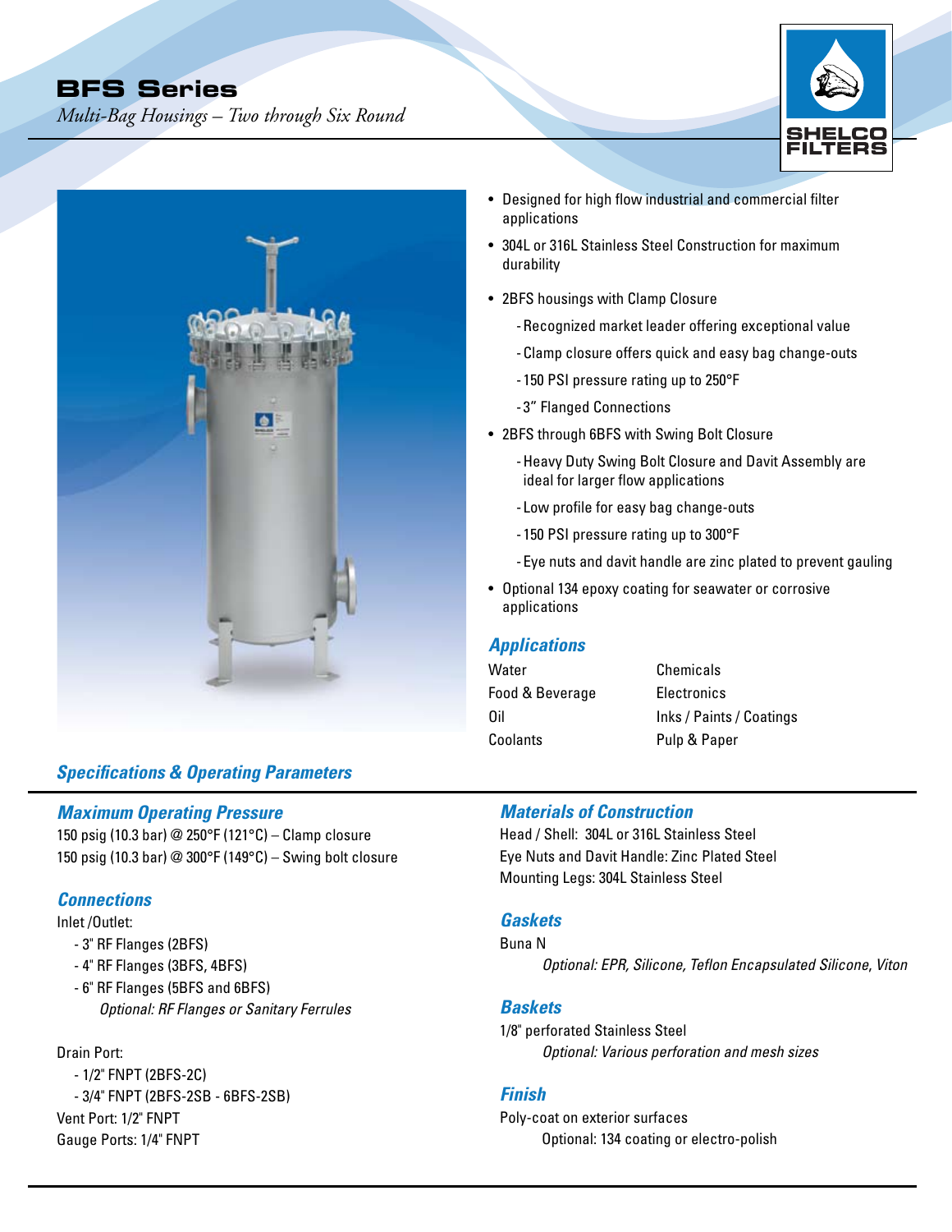# BFS Series

*Multi-Bag Housings – Two through Six Round*

SHELCO FILTERS

- Designed for high flow industrial and commercial filter applications
- 304L or 316L Stainless Steel Construction for maximum durability
- 2BFS housings with Clamp Closure
  - Recognized market leader offering exceptional value
  - Clamp closure offers quick and easy bag change-outs
  - 150 PSI pressure rating up to 250°F
  - 3" Flanged Connections
- 2BFS through 6BFS with Swing Bolt Closure
  - Heavy Duty Swing Bolt Closure and Davit Assembly are ideal for larger flow applications
  - Low profile for easy bag change-outs
  - 150 PSI pressure rating up to 300°F
  - Eye nuts and davit handle are zinc plated to prevent gauling
- Optional 134 epoxy coating for seawater or corrosive applications

## Applications

| | |
|---|---|
| Water | Chemicals |
| Food & Beverage | Electronics |
| Oil | Inks / Paints / Coatings |
| Coolants | Pulp & Paper |

## Specifications & Operating Parameters

### Maximum Operating Pressure

150 psig (10.3 bar) @ 250°F (121°C) – Clamp closure
150 psig (10.3 bar) @ 300°F (149°C) – Swing bolt closure

### Connections

Inlet /Outlet:

- 3" RF Flanges (2BFS)
- 4" RF Flanges (3BFS, 4BFS)
- 6" RF Flanges (5BFS and 6BFS)

  *Optional: RF Flanges or Sanitary Ferrules*

Drain Port:

- 1/2" FNPT (2BFS-2C)
- 3/4" FNPT (2BFS-2SB - 6BFS-2SB)

Vent Port: 1/2" FNPT
Gauge Ports: 1/4" FNPT

### Materials of Construction

Head / Shell: 304L or 316L Stainless Steel
Eye Nuts and Davit Handle: Zinc Plated Steel
Mounting Legs: 304L Stainless Steel

### Gaskets

Buna N

*Optional: EPR, Silicone, Teflon Encapsulated Silicone, Viton*

### Baskets

1/8" perforated Stainless Steel

*Optional: Various perforation and mesh sizes*

### Finish

Poly-coat on exterior surfaces

Optional: 134 coating or electro-polish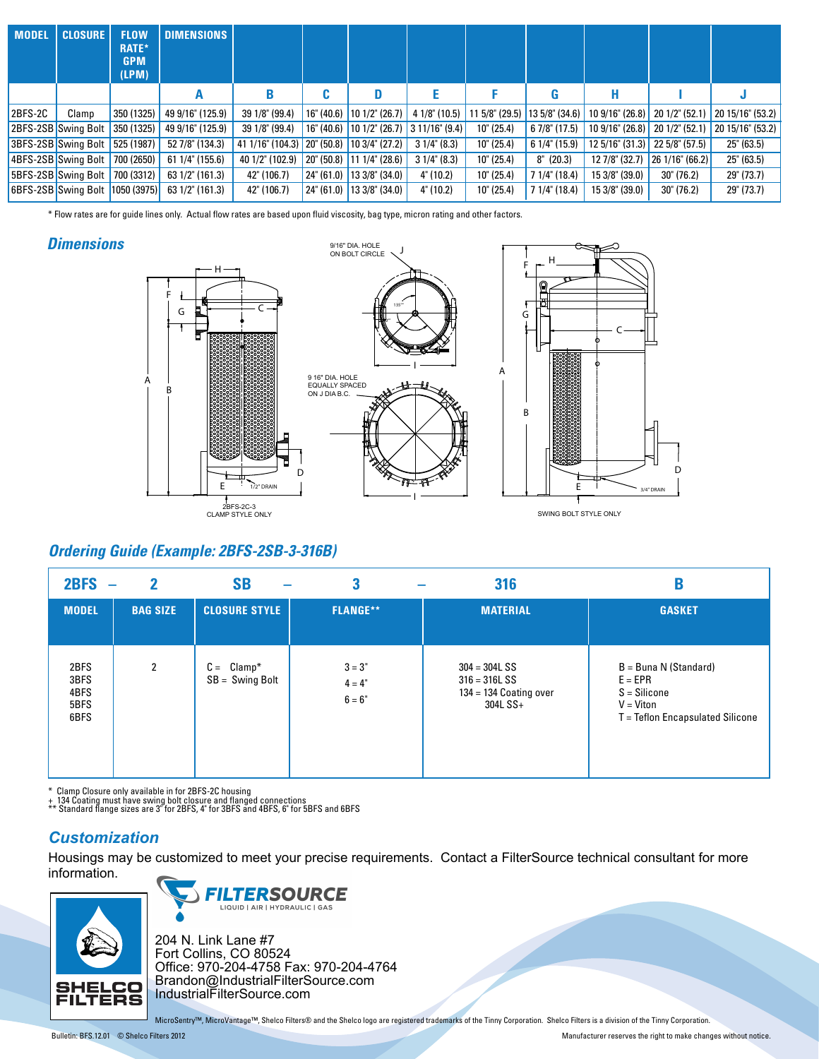| MODEL | CLOSURE | FLOW RATE* GPM (LPM) | DIMENSIONS | | | | | | | | | |
|---|---|---|---|---|---|---|---|---|---|---|---|---|
| | | | A | B | C | D | E | F | G | H | I | J |
| 2BFS-2C | Clamp | 350 (1325) | 49 9/16" (125.9) | 39 1/8" (99.4) | 16" (40.6) | 10 1/2" (26.7) | 4 1/8" (10.5) | 11 5/8" (29.5) | 13 5/8" (34.6) | 10 9/16" (26.8) | 20 1/2" (52.1) | 20 15/16" (53.2) |
| 2BFS-2SB | Swing Bolt | 350 (1325) | 49 9/16" (125.9) | 39 1/8" (99.4) | 16" (40.6) | 10 1/2" (26.7) | 3 11/16" (9.4) | 10" (25.4) | 6 7/8" (17.5) | 10 9/16" (26.8) | 20 1/2" (52.1) | 20 15/16" (53.2) |
| 3BFS-2SB | Swing Bolt | 525 (1987) | 52 7/8" (134.3) | 41 1/16" (104.3) | 20" (50.8) | 10 3/4" (27.2) | 3 1/4" (8.3) | 10" (25.4) | 6 1/4" (15.9) | 12 5/16" (31.3) | 22 5/8" (57.5) | 25" (63.5) |
| 4BFS-2SB | Swing Bolt | 700 (2650) | 61 1/4" (155.6) | 40 1/2" (102.9) | 20" (50.8) | 11 1/4" (28.6) | 3 1/4" (8.3) | 10" (25.4) | 8" (20.3) | 12 7/8" (32.7) | 26 1/16" (66.2) | 25" (63.5) |
| 5BFS-2SB | Swing Bolt | 700 (3312) | 63 1/2" (161.3) | 42" (106.7) | 24" (61.0) | 13 3/8" (34.0) | 4" (10.2) | 10" (25.4) | 7 1/4" (18.4) | 15 3/8" (39.0) | 30" (76.2) | 29" (73.7) |
| 6BFS-2SB | Swing Bolt | 1050 (3975) | 63 1/2" (161.3) | 42" (106.7) | 24" (61.0) | 13 3/8" (34.0) | 4" (10.2) | 10" (25.4) | 7 1/4" (18.4) | 15 3/8" (39.0) | 30" (76.2) | 29" (73.7) |

* Flow rates are for guide lines only. Actual flow rates are based upon fluid viscosity, bag type, micron rating and other factors.

## *Dimensions*

9/16" DIA. HOLE ON BOLT CIRCLE

9 16" DIA. HOLE EQUALLY SPACED ON J DIA B.C.

1/2" DRAIN

2BFS-2C-3
CLAMP STYLE ONLY

3/4" DRAIN

SWING BOLT STYLE ONLY

## *Ordering Guide (Example: 2BFS-2SB-3-316B)*

| 2BFS – | 2 | SB – | 3 – | 316 | B |
|---|---|---|---|---|---|
| **MODEL** | **BAG SIZE** | **CLOSURE STYLE** | **FLANGE\*\*** | **MATERIAL** | **GASKET** |
| 2BFS<br>3BFS<br>4BFS<br>5BFS<br>6BFS | 2 | C = Clamp*<br>SB = Swing Bolt | 3 = 3"<br>4 = 4"<br>6 = 6" | 304 = 304L SS<br>316 = 316L SS<br>134 = 134 Coating over 304L SS+ | B = Buna N (Standard)<br>E = EPR<br>S = Silicone<br>V = Viton<br>T = Teflon Encapsulated Silicone |

\* Clamp Closure only available in for 2BFS-2C housing
+ 134 Coating must have swing bolt closure and flanged connections
** Standard flange sizes are 3" for 2BFS, 4" for 3BFS and 4BFS, 6" for 5BFS and 6BFS

## *Customization*

Housings may be customized to meet your precise requirements. Contact a FilterSource technical consultant for more information.

FILTERSOURCE
LIQUID | AIR | HYDRAULIC | GAS

SHELCO FILTERS

204 N. Link Lane #7
Fort Collins, CO 80524
Office: 970-204-4758 Fax: 970-204-4764
Brandon@IndustrialFilterSource.com
IndustrialFilterSource.com

MicroSentry™, MicroVantage™, Shelco Filters® and the Shelco logo are registered trademarks of the Tinny Corporation. Shelco Filters is a division of the Tinny Corporation.

Bulletin: BFS.12.01 © Shelco Filters 2012

Manufacturer reserves the right to make changes without notice.